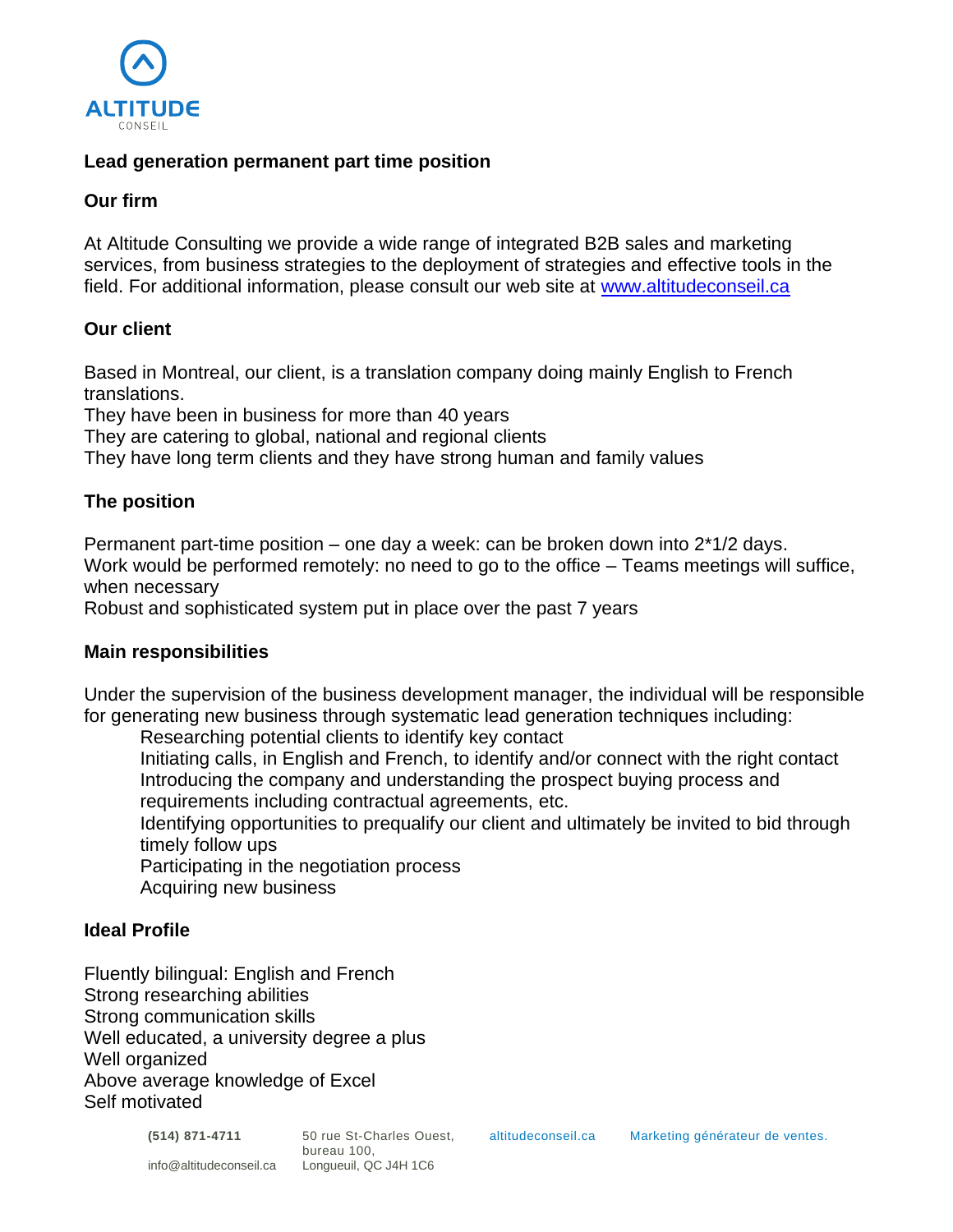ALTITUDE
CONSEIL

## Lead generation permanent part time position

### Our firm

At Altitude Consulting we provide a wide range of integrated B2B sales and marketing services, from business strategies to the deployment of strategies and effective tools in the field. For additional information, please consult our web site at [www.altitudeconseil.ca](http://www.altitudeconseil.ca)

### Our client

Based in Montreal, our client, is a translation company doing mainly English to French translations.
They have been in business for more than 40 years
They are catering to global, national and regional clients
They have long term clients and they have strong human and family values

### The position

Permanent part-time position – one day a week: can be broken down into 2*1/2 days.
Work would be performed remotely: no need to go to the office – Teams meetings will suffice, when necessary
Robust and sophisticated system put in place over the past 7 years

### Main responsibilities

Under the supervision of the business development manager, the individual will be responsible for generating new business through systematic lead generation techniques including:

- Researching potential clients to identify key contact
- Initiating calls, in English and French, to identify and/or connect with the right contact
- Introducing the company and understanding the prospect buying process and requirements including contractual agreements, etc.
- Identifying opportunities to prequalify our client and ultimately be invited to bid through timely follow ups
- Participating in the negotiation process
- Acquiring new business

### Ideal Profile

Fluently bilingual: English and French
Strong researching abilities
Strong communication skills
Well educated, a university degree a plus
Well organized
Above average knowledge of Excel
Self motivated

**(514) 871-4711**
info@altitudeconseil.ca
50 rue St-Charles Ouest, bureau 100, Longueuil, QC J4H 1C6
altitudeconseil.ca
Marketing générateur de ventes.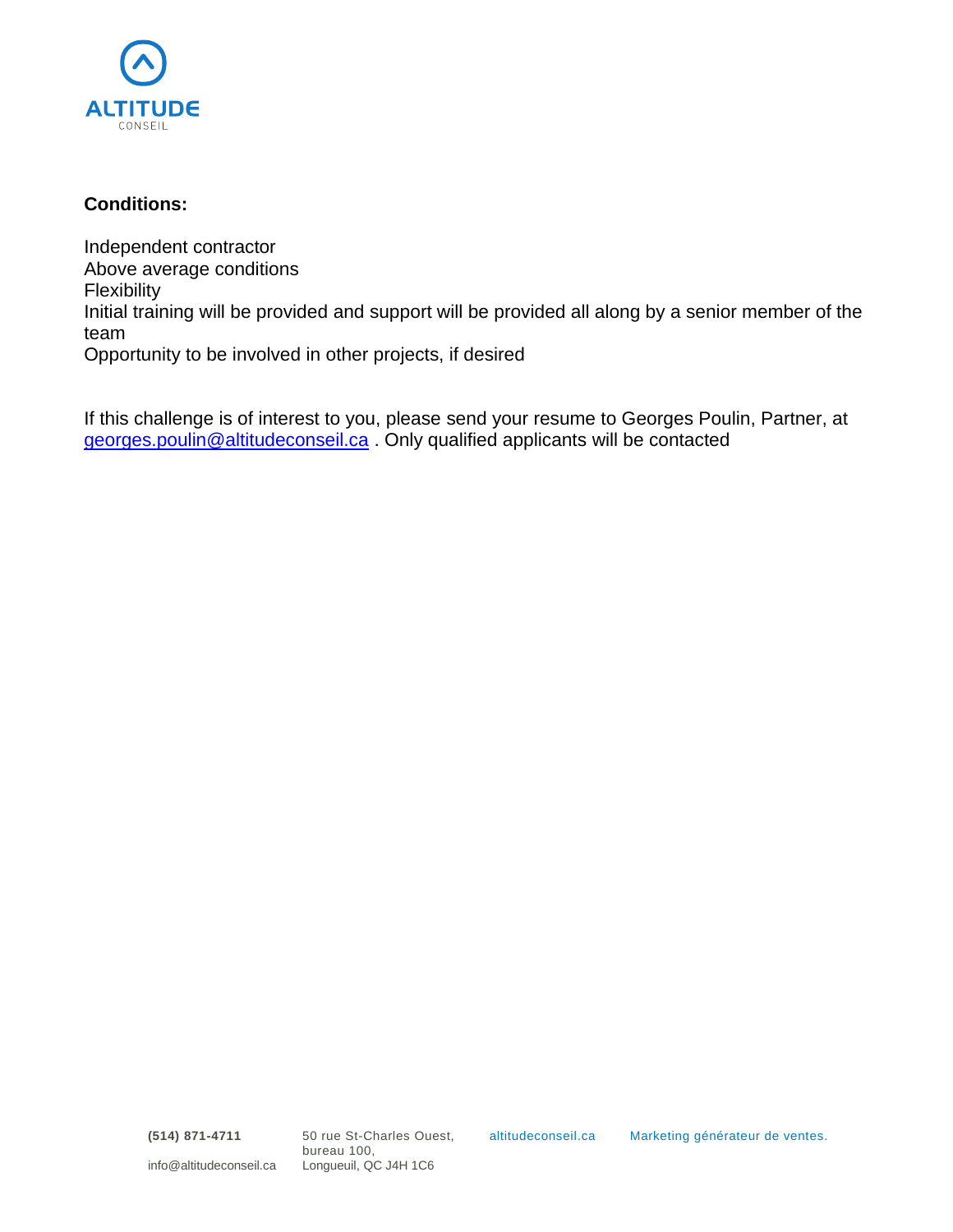**Conditions:**

Independent contractor
Above average conditions
Flexibility
Initial training will be provided and support will be provided all along by a senior member of the team
Opportunity to be involved in other projects, if desired

If this challenge is of interest to you, please send your resume to Georges Poulin, Partner, at georges.poulin@altitudeconseil.ca . Only qualified applicants will be contacted